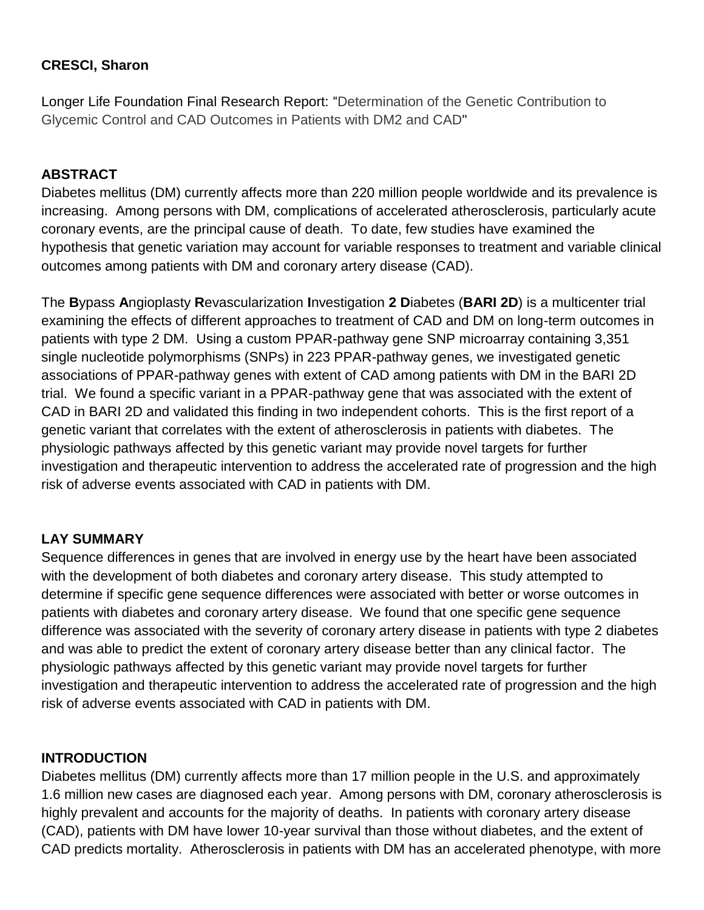**CRESCI, Sharon**

Longer Life Foundation Final Research Report: "Determination of the Genetic Contribution to Glycemic Control and CAD Outcomes in Patients with DM2 and CAD"

## ABSTRACT

Diabetes mellitus (DM) currently affects more than 220 million people worldwide and its prevalence is increasing. Among persons with DM, complications of accelerated atherosclerosis, particularly acute coronary events, are the principal cause of death. To date, few studies have examined the hypothesis that genetic variation may account for variable responses to treatment and variable clinical outcomes among patients with DM and coronary artery disease (CAD).

The **B**ypass **A**ngioplasty **R**evascularization **I**nvestigation **2 D**iabetes (**BARI 2D**) is a multicenter trial examining the effects of different approaches to treatment of CAD and DM on long-term outcomes in patients with type 2 DM. Using a custom PPAR-pathway gene SNP microarray containing 3,351 single nucleotide polymorphisms (SNPs) in 223 PPAR-pathway genes, we investigated genetic associations of PPAR-pathway genes with extent of CAD among patients with DM in the BARI 2D trial. We found a specific variant in a PPAR-pathway gene that was associated with the extent of CAD in BARI 2D and validated this finding in two independent cohorts. This is the first report of a genetic variant that correlates with the extent of atherosclerosis in patients with diabetes. The physiologic pathways affected by this genetic variant may provide novel targets for further investigation and therapeutic intervention to address the accelerated rate of progression and the high risk of adverse events associated with CAD in patients with DM.

## LAY SUMMARY

Sequence differences in genes that are involved in energy use by the heart have been associated with the development of both diabetes and coronary artery disease. This study attempted to determine if specific gene sequence differences were associated with better or worse outcomes in patients with diabetes and coronary artery disease. We found that one specific gene sequence difference was associated with the severity of coronary artery disease in patients with type 2 diabetes and was able to predict the extent of coronary artery disease better than any clinical factor. The physiologic pathways affected by this genetic variant may provide novel targets for further investigation and therapeutic intervention to address the accelerated rate of progression and the high risk of adverse events associated with CAD in patients with DM.

## INTRODUCTION

Diabetes mellitus (DM) currently affects more than 17 million people in the U.S. and approximately 1.6 million new cases are diagnosed each year. Among persons with DM, coronary atherosclerosis is highly prevalent and accounts for the majority of deaths. In patients with coronary artery disease (CAD), patients with DM have lower 10-year survival than those without diabetes, and the extent of CAD predicts mortality. Atherosclerosis in patients with DM has an accelerated phenotype, with more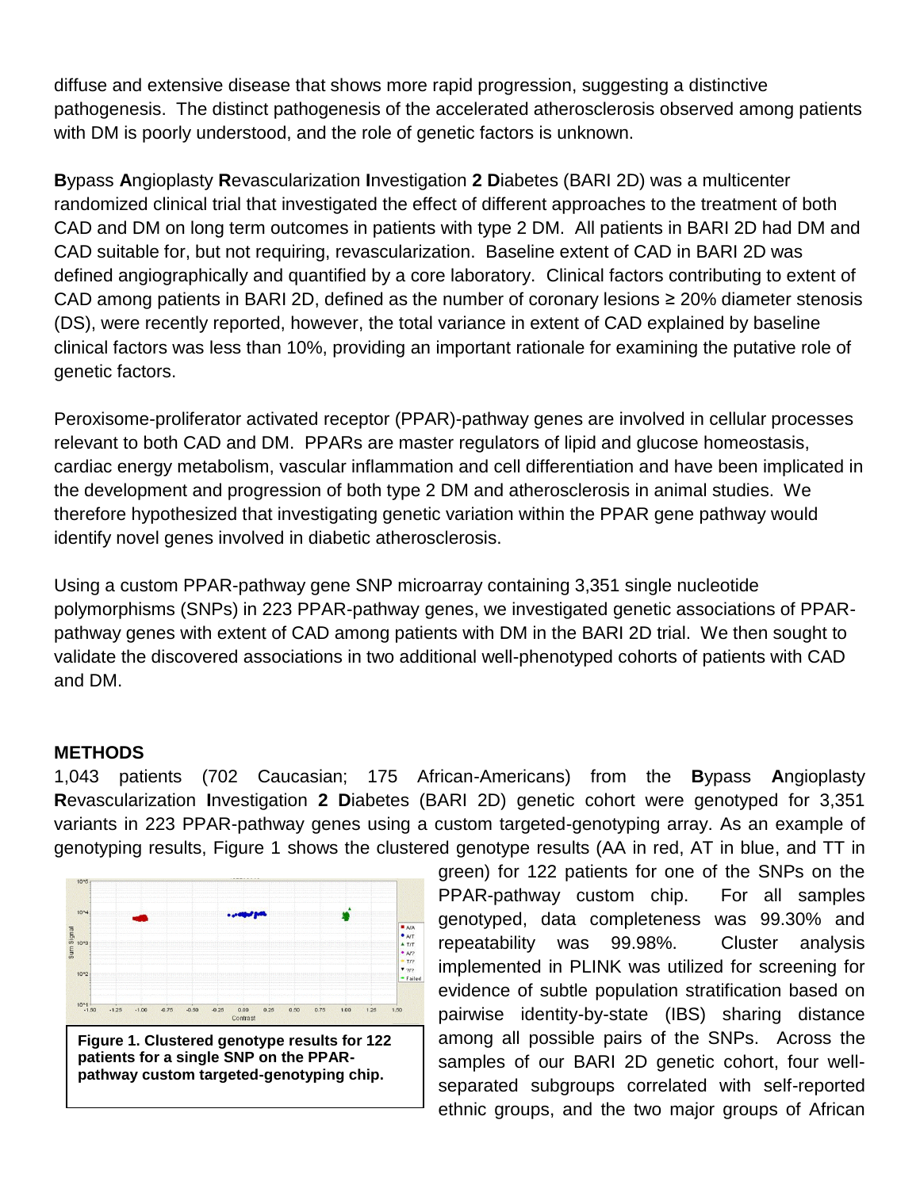diffuse and extensive disease that shows more rapid progression, suggesting a distinctive pathogenesis. The distinct pathogenesis of the accelerated atherosclerosis observed among patients with DM is poorly understood, and the role of genetic factors is unknown.

**B**ypass **A**ngioplasty **R**evascularization **I**nvestigation **2 D**iabetes (BARI 2D) was a multicenter randomized clinical trial that investigated the effect of different approaches to the treatment of both CAD and DM on long term outcomes in patients with type 2 DM. All patients in BARI 2D had DM and CAD suitable for, but not requiring, revascularization. Baseline extent of CAD in BARI 2D was defined angiographically and quantified by a core laboratory. Clinical factors contributing to extent of CAD among patients in BARI 2D, defined as the number of coronary lesions ≥ 20% diameter stenosis (DS), were recently reported, however, the total variance in extent of CAD explained by baseline clinical factors was less than 10%, providing an important rationale for examining the putative role of genetic factors.

Peroxisome-proliferator activated receptor (PPAR)-pathway genes are involved in cellular processes relevant to both CAD and DM. PPARs are master regulators of lipid and glucose homeostasis, cardiac energy metabolism, vascular inflammation and cell differentiation and have been implicated in the development and progression of both type 2 DM and atherosclerosis in animal studies. We therefore hypothesized that investigating genetic variation within the PPAR gene pathway would identify novel genes involved in diabetic atherosclerosis.

Using a custom PPAR-pathway gene SNP microarray containing 3,351 single nucleotide polymorphisms (SNPs) in 223 PPAR-pathway genes, we investigated genetic associations of PPAR-pathway genes with extent of CAD among patients with DM in the BARI 2D trial. We then sought to validate the discovered associations in two additional well-phenotyped cohorts of patients with CAD and DM.

## METHODS

1,043 patients (702 Caucasian; 175 African-Americans) from the **B**ypass **A**ngioplasty **R**evascularization **I**nvestigation **2 D**iabetes (BARI 2D) genetic cohort were genotyped for 3,351 variants in 223 PPAR-pathway genes using a custom targeted-genotyping array. As an example of genotyping results, Figure 1 shows the clustered genotype results (AA in red, AT in blue, and TT in green) for 122 patients for one of the SNPs on the PPAR-pathway custom chip. For all samples genotyped, data completeness was 99.30% and repeatability was 99.98%. Cluster analysis implemented in PLINK was utilized for screening for evidence of subtle population stratification based on pairwise identity-by-state (IBS) sharing distance among all possible pairs of the SNPs. Across the samples of our BARI 2D genetic cohort, four well-separated subgroups correlated with self-reported ethnic groups, and the two major groups of African

**Figure 1. Clustered genotype results for 122 patients for a single SNP on the PPAR-pathway custom targeted-genotyping chip.**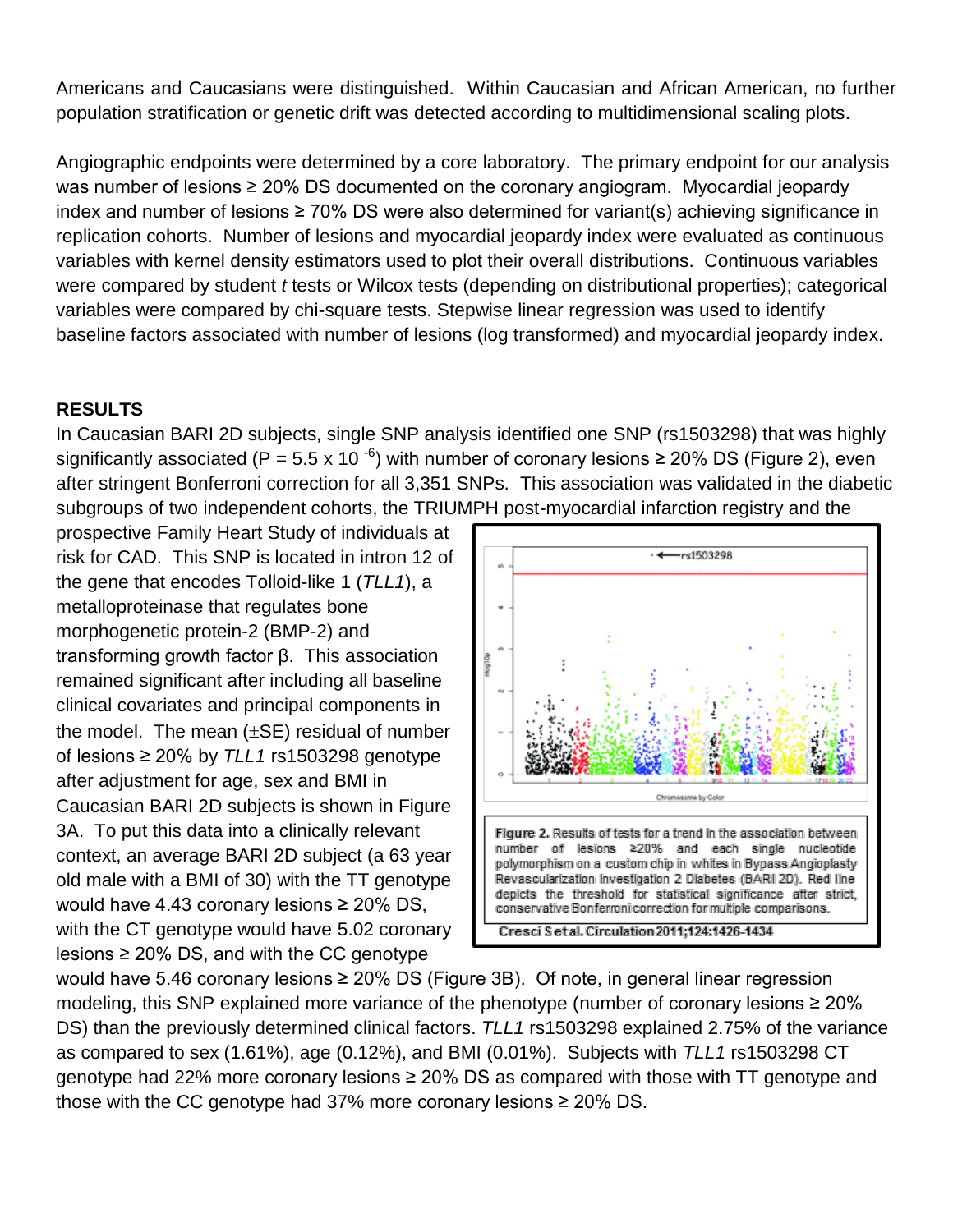Americans and Caucasians were distinguished. Within Caucasian and African American, no further population stratification or genetic drift was detected according to multidimensional scaling plots.

Angiographic endpoints were determined by a core laboratory. The primary endpoint for our analysis was number of lesions ≥ 20% DS documented on the coronary angiogram. Myocardial jeopardy index and number of lesions ≥ 70% DS were also determined for variant(s) achieving significance in replication cohorts. Number of lesions and myocardial jeopardy index were evaluated as continuous variables with kernel density estimators used to plot their overall distributions. Continuous variables were compared by student *t* tests or Wilcox tests (depending on distributional properties); categorical variables were compared by chi-square tests. Stepwise linear regression was used to identify baseline factors associated with number of lesions (log transformed) and myocardial jeopardy index.

## RESULTS

In Caucasian BARI 2D subjects, single SNP analysis identified one SNP (rs1503298) that was highly significantly associated ($P = 5.5 \times 10^{-6}$) with number of coronary lesions ≥ 20% DS (Figure 2), even after stringent Bonferroni correction for all 3,351 SNPs. This association was validated in the diabetic subgroups of two independent cohorts, the TRIUMPH post-myocardial infarction registry and the prospective Family Heart Study of individuals at risk for CAD. This SNP is located in intron 12 of the gene that encodes Tolloid-like 1 (*TLL1*), a metalloproteinase that regulates bone morphogenetic protein-2 (BMP-2) and transforming growth factor β. This association remained significant after including all baseline clinical covariates and principal components in the model. The mean (±SE) residual of number of lesions ≥ 20% by *TLL1* rs1503298 genotype after adjustment for age, sex and BMI in Caucasian BARI 2D subjects is shown in Figure 3A. To put this data into a clinically relevant context, an average BARI 2D subject (a 63 year old male with a BMI of 30) with the TT genotype would have 4.43 coronary lesions ≥ 20% DS, with the CT genotype would have 5.02 coronary lesions ≥ 20% DS, and with the CC genotype would have 5.46 coronary lesions ≥ 20% DS (Figure 3B). Of note, in general linear regression modeling, this SNP explained more variance of the phenotype (number of coronary lesions ≥ 20% DS) than the previously determined clinical factors. *TLL1* rs1503298 explained 2.75% of the variance as compared to sex (1.61%), age (0.12%), and BMI (0.01%). Subjects with *TLL1* rs1503298 CT genotype had 22% more coronary lesions ≥ 20% DS as compared with those with TT genotype and those with the CC genotype had 37% more coronary lesions ≥ 20% DS.

**Figure 2.** Results of tests for a trend in the association between number of lesions ≥20% and each single nucleotide polymorphism on a custom chip in whites in Bypass Angioplasty Revascularization Investigation 2 Diabetes (BARI 2D). Red line depicts the threshold for statistical significance after strict, conservative Bonferroni correction for multiple comparisons.

Cresci S et al. Circulation 2011;124:1426-1434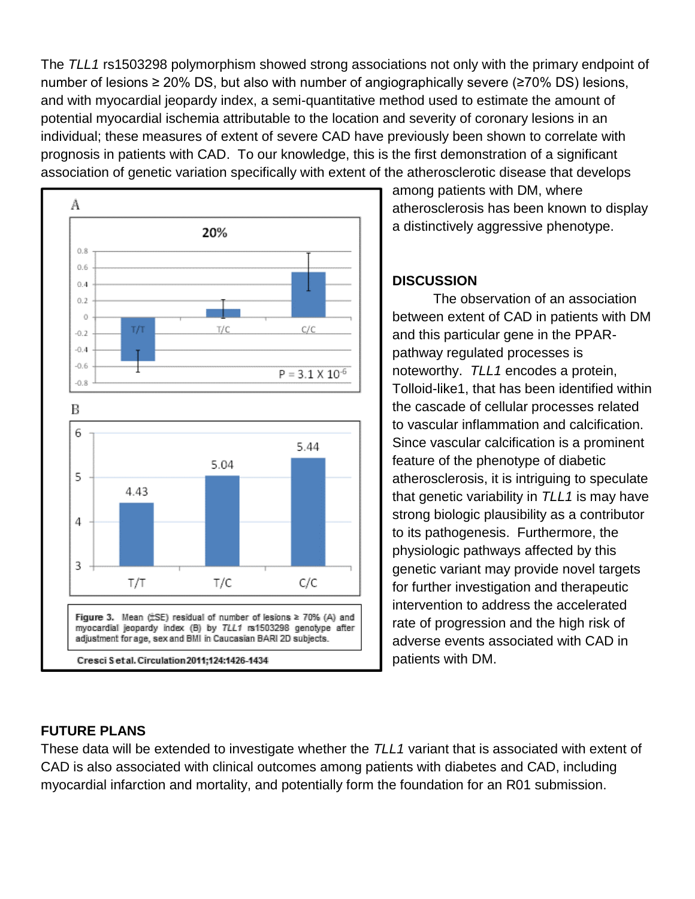The *TLL1* rs1503298 polymorphism showed strong associations not only with the primary endpoint of number of lesions ≥ 20% DS, but also with number of angiographically severe (≥70% DS) lesions, and with myocardial jeopardy index, a semi-quantitative method used to estimate the amount of potential myocardial ischemia attributable to the location and severity of coronary lesions in an individual; these measures of extent of severe CAD have previously been shown to correlate with prognosis in patients with CAD. To our knowledge, this is the first demonstration of a significant association of genetic variation specifically with extent of the atherosclerotic disease that develops among patients with DM, where atherosclerosis has been known to display a distinctively aggressive phenotype.

**Figure 3.** Mean (±SE) residual of number of lesions ≥ 70% (A) and myocardial jeopardy index (B) by *TLL1* rs1503298 genotype after adjustment for age, sex and BMI in Caucasian BARI 2D subjects.

Cresci S et al. Circulation 2011;124:1426-1434

## DISCUSSION

The observation of an association between extent of CAD in patients with DM and this particular gene in the PPAR-pathway regulated processes is noteworthy. *TLL1* encodes a protein, Tolloid-like1, that has been identified within the cascade of cellular processes related to vascular inflammation and calcification. Since vascular calcification is a prominent feature of the phenotype of diabetic atherosclerosis, it is intriguing to speculate that genetic variability in *TLL1* is may have strong biologic plausibility as a contributor to its pathogenesis. Furthermore, the physiologic pathways affected by this genetic variant may provide novel targets for further investigation and therapeutic intervention to address the accelerated rate of progression and the high risk of adverse events associated with CAD in patients with DM.

## FUTURE PLANS

These data will be extended to investigate whether the *TLL1* variant that is associated with extent of CAD is also associated with clinical outcomes among patients with diabetes and CAD, including myocardial infarction and mortality, and potentially form the foundation for an R01 submission.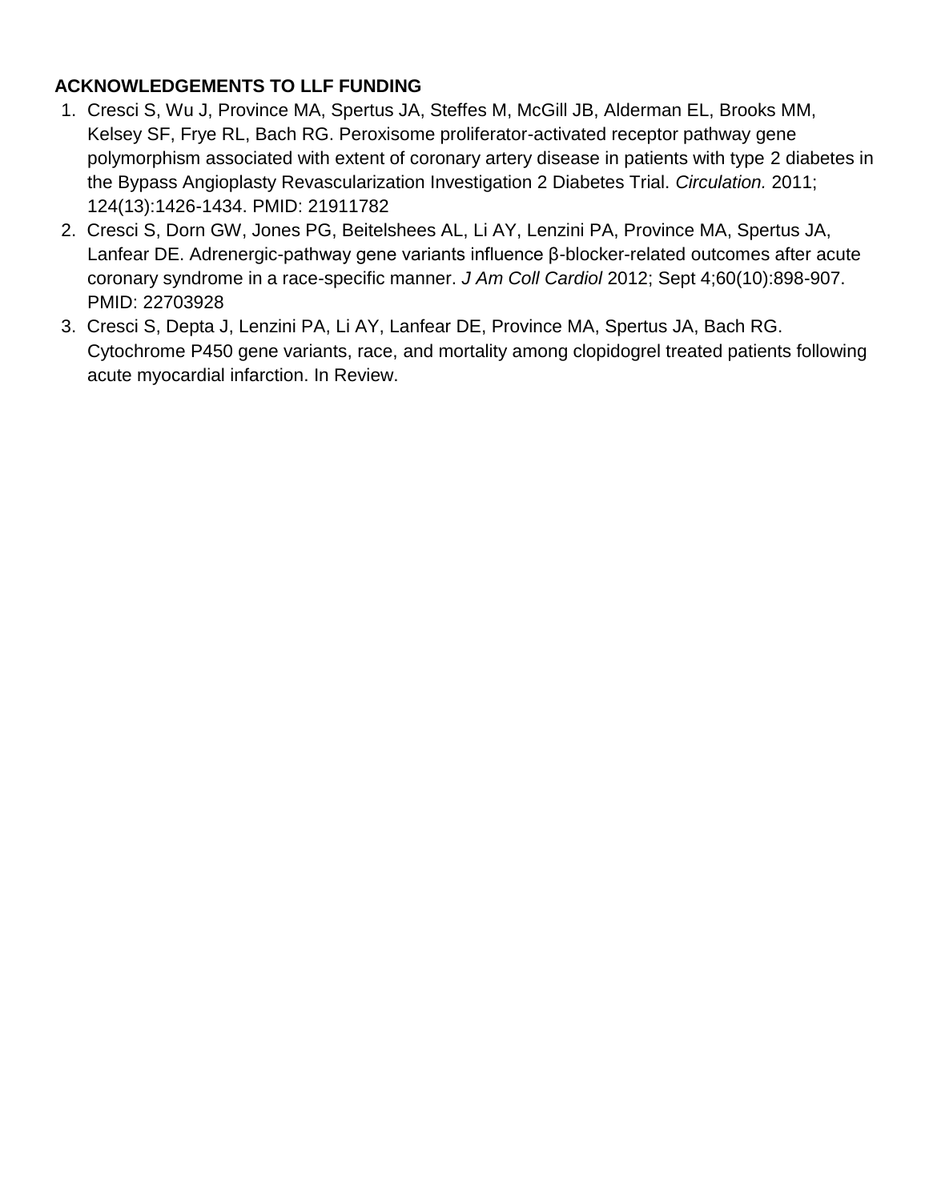**ACKNOWLEDGEMENTS TO LLF FUNDING**

1. Cresci S, Wu J, Province MA, Spertus JA, Steffes M, McGill JB, Alderman EL, Brooks MM, Kelsey SF, Frye RL, Bach RG. Peroxisome proliferator-activated receptor pathway gene polymorphism associated with extent of coronary artery disease in patients with type 2 diabetes in the Bypass Angioplasty Revascularization Investigation 2 Diabetes Trial. *Circulation.* 2011; 124(13):1426-1434. PMID: 21911782
2. Cresci S, Dorn GW, Jones PG, Beitelshees AL, Li AY, Lenzini PA, Province MA, Spertus JA, Lanfear DE. Adrenergic-pathway gene variants influence β-blocker-related outcomes after acute coronary syndrome in a race-specific manner. *J Am Coll Cardiol* 2012; Sept 4;60(10):898-907. PMID: 22703928
3. Cresci S, Depta J, Lenzini PA, Li AY, Lanfear DE, Province MA, Spertus JA, Bach RG. Cytochrome P450 gene variants, race, and mortality among clopidogrel treated patients following acute myocardial infarction. In Review.